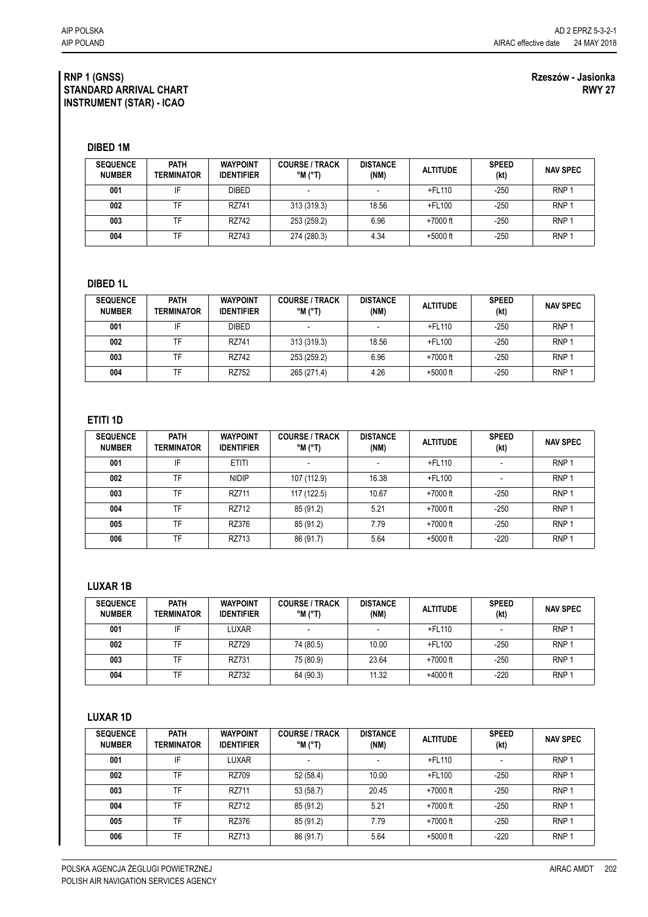**RNP 1 (GNSS)**
**STANDARD ARRIVAL CHART**
**INSTRUMENT (STAR) - ICAO**

**Rzeszów - Jasionka**
**RWY 27**

### DIBED 1M

| SEQUENCE NUMBER | PATH TERMINATOR | WAYPOINT IDENTIFIER | COURSE / TRACK °M (°T) | DISTANCE (NM) | ALTITUDE | SPEED (kt) | NAV SPEC |
|---|---|---|---|---|---|---|---|
| 001 | IF | DIBED | - | - | +FL110 | -250 | RNP 1 |
| 002 | TF | RZ741 | 313 (319.3) | 18.56 | +FL100 | -250 | RNP 1 |
| 003 | TF | RZ742 | 253 (259.2) | 6.96 | +7000 ft | -250 | RNP 1 |
| 004 | TF | RZ743 | 274 (280.3) | 4.34 | +5000 ft | -250 | RNP 1 |

### DIBED 1L

| SEQUENCE NUMBER | PATH TERMINATOR | WAYPOINT IDENTIFIER | COURSE / TRACK °M (°T) | DISTANCE (NM) | ALTITUDE | SPEED (kt) | NAV SPEC |
|---|---|---|---|---|---|---|---|
| 001 | IF | DIBED | - | - | +FL110 | -250 | RNP 1 |
| 002 | TF | RZ741 | 313 (319.3) | 18.56 | +FL100 | -250 | RNP 1 |
| 003 | TF | RZ742 | 253 (259.2) | 6.96 | +7000 ft | -250 | RNP 1 |
| 004 | TF | RZ752 | 265 (271.4) | 4.26 | +5000 ft | -250 | RNP 1 |

### ETITI 1D

| SEQUENCE NUMBER | PATH TERMINATOR | WAYPOINT IDENTIFIER | COURSE / TRACK °M (°T) | DISTANCE (NM) | ALTITUDE | SPEED (kt) | NAV SPEC |
|---|---|---|---|---|---|---|---|
| 001 | IF | ETITI | - | - | +FL110 | - | RNP 1 |
| 002 | TF | NIDIP | 107 (112.9) | 16.38 | +FL100 | - | RNP 1 |
| 003 | TF | RZ711 | 117 (122.5) | 10.67 | +7000 ft | -250 | RNP 1 |
| 004 | TF | RZ712 | 85 (91.2) | 5.21 | +7000 ft | -250 | RNP 1 |
| 005 | TF | RZ376 | 85 (91.2) | 7.79 | +7000 ft | -250 | RNP 1 |
| 006 | TF | RZ713 | 86 (91.7) | 5.64 | +5000 ft | -220 | RNP 1 |

### LUXAR 1B

| SEQUENCE NUMBER | PATH TERMINATOR | WAYPOINT IDENTIFIER | COURSE / TRACK °M (°T) | DISTANCE (NM) | ALTITUDE | SPEED (kt) | NAV SPEC |
|---|---|---|---|---|---|---|---|
| 001 | IF | LUXAR | - | - | +FL110 | - | RNP 1 |
| 002 | TF | RZ729 | 74 (80.5) | 10.00 | +FL100 | -250 | RNP 1 |
| 003 | TF | RZ731 | 75 (80.9) | 23.64 | +7000 ft | -250 | RNP 1 |
| 004 | TF | RZ732 | 84 (90.3) | 11.32 | +4000 ft | -220 | RNP 1 |

### LUXAR 1D

| SEQUENCE NUMBER | PATH TERMINATOR | WAYPOINT IDENTIFIER | COURSE / TRACK °M (°T) | DISTANCE (NM) | ALTITUDE | SPEED (kt) | NAV SPEC |
|---|---|---|---|---|---|---|---|
| 001 | IF | LUXAR | - | - | +FL110 | - | RNP 1 |
| 002 | TF | RZ709 | 52 (58.4) | 10.00 | +FL100 | -250 | RNP 1 |
| 003 | TF | RZ711 | 53 (58.7) | 20.45 | +7000 ft | -250 | RNP 1 |
| 004 | TF | RZ712 | 85 (91.2) | 5.21 | +7000 ft | -250 | RNP 1 |
| 005 | TF | RZ376 | 85 (91.2) | 7.79 | +7000 ft | -250 | RNP 1 |
| 006 | TF | RZ713 | 86 (91.7) | 5.64 | +5000 ft | -220 | RNP 1 |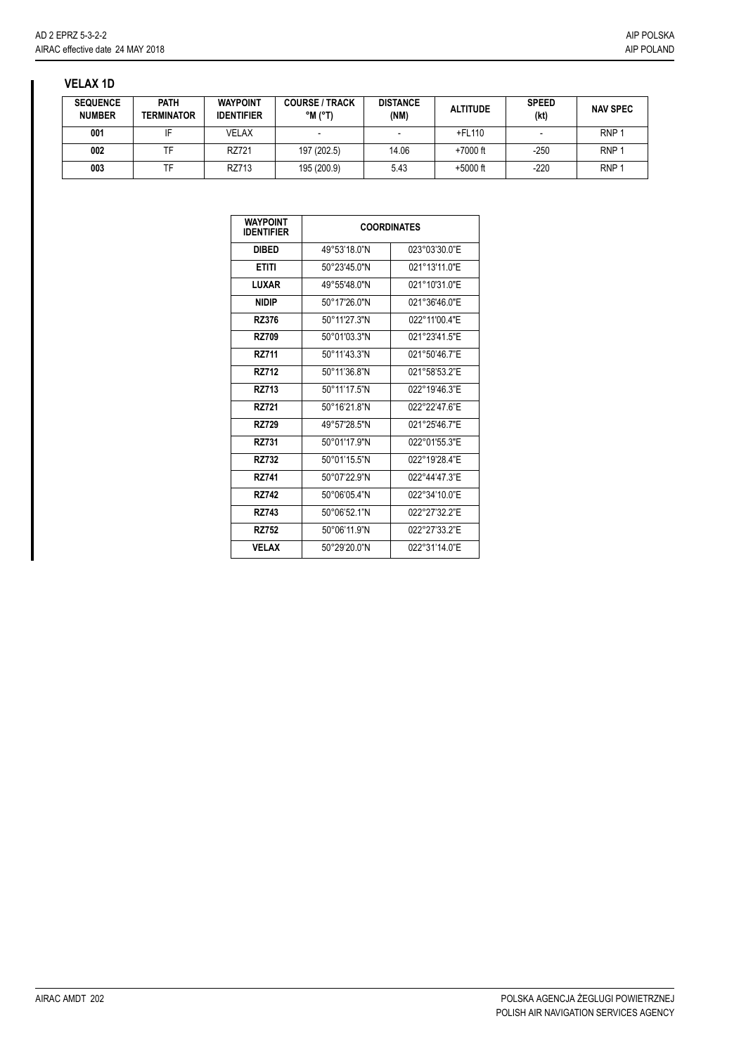## VELAX 1D

| SEQUENCE NUMBER | PATH TERMINATOR | WAYPOINT IDENTIFIER | COURSE / TRACK °M (°T) | DISTANCE (NM) | ALTITUDE | SPEED (kt) | NAV SPEC |
|---|---|---|---|---|---|---|---|
| 001 | IF | VELAX | - | - | +FL110 | - | RNP 1 |
| 002 | TF | RZ721 | 197 (202.5) | 14.06 | +7000 ft | -250 | RNP 1 |
| 003 | TF | RZ713 | 195 (200.9) | 5.43 | +5000 ft | -220 | RNP 1 |

| WAYPOINT IDENTIFIER | COORDINATES | |
|---|---|---|
| DIBED | 49°53'18.0"N | 023°03'30.0"E |
| ETITI | 50°23'45.0"N | 021°13'11.0"E |
| LUXAR | 49°55'48.0"N | 021°10'31.0"E |
| NIDIP | 50°17'26.0"N | 021°36'46.0"E |
| RZ376 | 50°11'27.3"N | 022°11'00.4"E |
| RZ709 | 50°01'03.3"N | 021°23'41.5"E |
| RZ711 | 50°11'43.3"N | 021°50'46.7"E |
| RZ712 | 50°11'36.8"N | 021°58'53.2"E |
| RZ713 | 50°11'17.5"N | 022°19'46.3"E |
| RZ721 | 50°16'21.8"N | 022°22'47.6"E |
| RZ729 | 49°57'28.5"N | 021°25'46.7"E |
| RZ731 | 50°01'17.9"N | 022°01'55.3"E |
| RZ732 | 50°01'15.5"N | 022°19'28.4"E |
| RZ741 | 50°07'22.9"N | 022°44'47.3"E |
| RZ742 | 50°06'05.4"N | 022°34'10.0"E |
| RZ743 | 50°06'52.1"N | 022°27'32.2"E |
| RZ752 | 50°06'11.9"N | 022°27'33.2"E |
| VELAX | 50°29'20.0"N | 022°31'14.0"E |